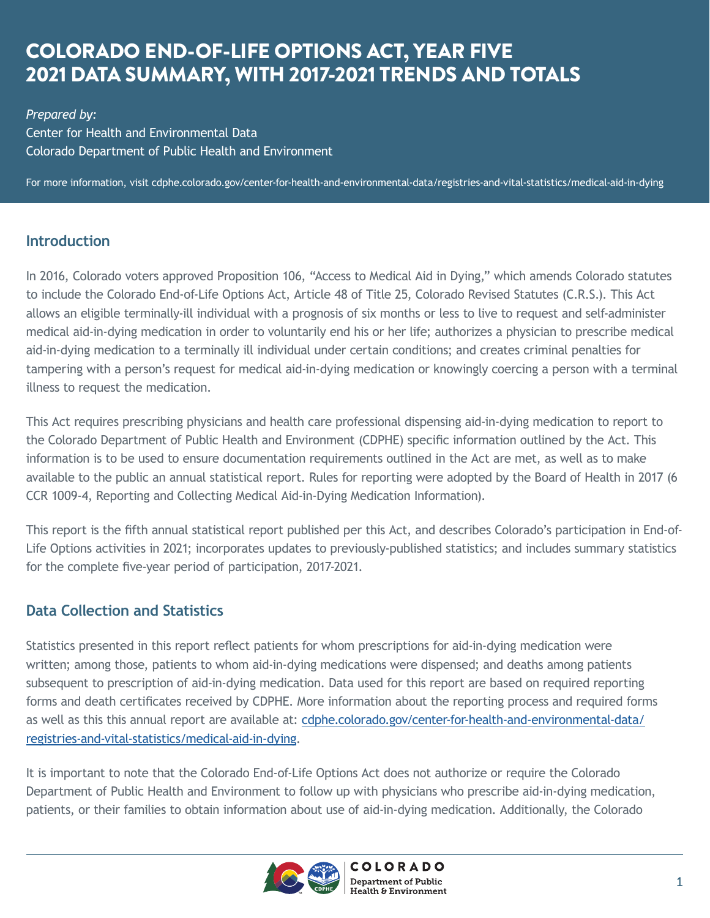# COLORADO END-OF-LIFE OPTIONS ACT, YEAR FIVE 2021 DATA SUMMARY, WITH 2017-2021 TRENDS AND TOTALS

*Prepared by:*
Center for Health and Environmental Data
Colorado Department of Public Health and Environment

For more information, visit cdphe.colorado.gov/center-for-health-and-environmental-data/registries-and-vital-statistics/medical-aid-in-dying

## Introduction

In 2016, Colorado voters approved Proposition 106, "Access to Medical Aid in Dying," which amends Colorado statutes to include the Colorado End-of-Life Options Act, Article 48 of Title 25, Colorado Revised Statutes (C.R.S.). This Act allows an eligible terminally-ill individual with a prognosis of six months or less to live to request and self-administer medical aid-in-dying medication in order to voluntarily end his or her life; authorizes a physician to prescribe medical aid-in-dying medication to a terminally ill individual under certain conditions; and creates criminal penalties for tampering with a person's request for medical aid-in-dying medication or knowingly coercing a person with a terminal illness to request the medication.

This Act requires prescribing physicians and health care professional dispensing aid-in-dying medication to report to the Colorado Department of Public Health and Environment (CDPHE) specific information outlined by the Act. This information is to be used to ensure documentation requirements outlined in the Act are met, as well as to make available to the public an annual statistical report. Rules for reporting were adopted by the Board of Health in 2017 (6 CCR 1009-4, Reporting and Collecting Medical Aid-in-Dying Medication Information).

This report is the fifth annual statistical report published per this Act, and describes Colorado's participation in End-of-Life Options activities in 2021; incorporates updates to previously-published statistics; and includes summary statistics for the complete five-year period of participation, 2017-2021.

## Data Collection and Statistics

Statistics presented in this report reflect patients for whom prescriptions for aid-in-dying medication were written; among those, patients to whom aid-in-dying medications were dispensed; and deaths among patients subsequent to prescription of aid-in-dying medication. Data used for this report are based on required reporting forms and death certificates received by CDPHE. More information about the reporting process and required forms as well as this this annual report are available at: cdphe.colorado.gov/center-for-health-and-environmental-data/registries-and-vital-statistics/medical-aid-in-dying.

It is important to note that the Colorado End-of-Life Options Act does not authorize or require the Colorado Department of Public Health and Environment to follow up with physicians who prescribe aid-in-dying medication, patients, or their families to obtain information about use of aid-in-dying medication. Additionally, the Colorado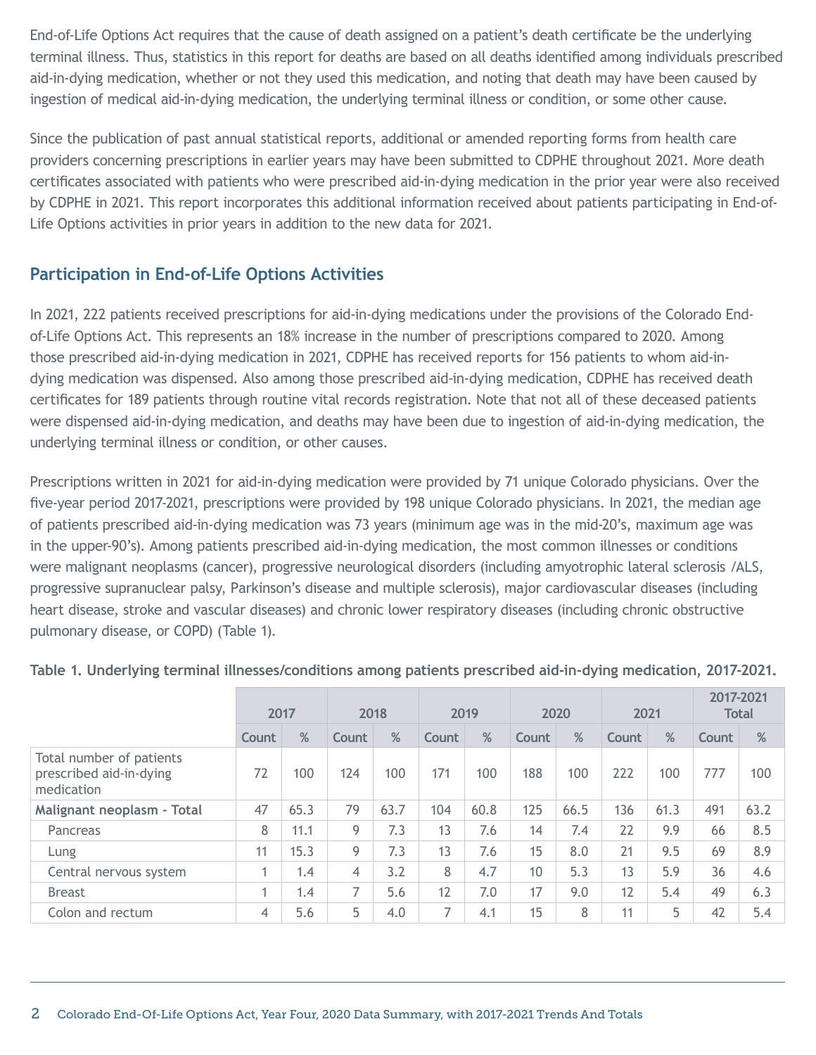End-of-Life Options Act requires that the cause of death assigned on a patient's death certificate be the underlying terminal illness. Thus, statistics in this report for deaths are based on all deaths identified among individuals prescribed aid-in-dying medication, whether or not they used this medication, and noting that death may have been caused by ingestion of medical aid-in-dying medication, the underlying terminal illness or condition, or some other cause.

Since the publication of past annual statistical reports, additional or amended reporting forms from health care providers concerning prescriptions in earlier years may have been submitted to CDPHE throughout 2021. More death certificates associated with patients who were prescribed aid-in-dying medication in the prior year were also received by CDPHE in 2021. This report incorporates this additional information received about patients participating in End-of-Life Options activities in prior years in addition to the new data for 2021.

## Participation in End-of-Life Options Activities

In 2021, 222 patients received prescriptions for aid-in-dying medications under the provisions of the Colorado End-of-Life Options Act. This represents an 18% increase in the number of prescriptions compared to 2020. Among those prescribed aid-in-dying medication in 2021, CDPHE has received reports for 156 patients to whom aid-in-dying medication was dispensed. Also among those prescribed aid-in-dying medication, CDPHE has received death certificates for 189 patients through routine vital records registration. Note that not all of these deceased patients were dispensed aid-in-dying medication, and deaths may have been due to ingestion of aid-in-dying medication, the underlying terminal illness or condition, or other causes.

Prescriptions written in 2021 for aid-in-dying medication were provided by 71 unique Colorado physicians. Over the five-year period 2017-2021, prescriptions were provided by 198 unique Colorado physicians. In 2021, the median age of patients prescribed aid-in-dying medication was 73 years (minimum age was in the mid-20's, maximum age was in the upper-90's). Among patients prescribed aid-in-dying medication, the most common illnesses or conditions were malignant neoplasms (cancer), progressive neurological disorders (including amyotrophic lateral sclerosis /ALS, progressive supranuclear palsy, Parkinson's disease and multiple sclerosis), major cardiovascular diseases (including heart disease, stroke and vascular diseases) and chronic lower respiratory diseases (including chronic obstructive pulmonary disease, or COPD) (Table 1).

**Table 1. Underlying terminal illnesses/conditions among patients prescribed aid-in-dying medication, 2017-2021.**

| | 2017 | | 2018 | | 2019 | | 2020 | | 2021 | | 2017-2021 Total | |
|---|---|---|---|---|---|---|---|---|---|---|---|---|
| | Count | % | Count | % | Count | % | Count | % | Count | % | Count | % |
| Total number of patients prescribed aid-in-dying medication | 72 | 100 | 124 | 100 | 171 | 100 | 188 | 100 | 222 | 100 | 777 | 100 |
| **Malignant neoplasm - Total** | 47 | 65.3 | 79 | 63.7 | 104 | 60.8 | 125 | 66.5 | 136 | 61.3 | 491 | 63.2 |
| Pancreas | 8 | 11.1 | 9 | 7.3 | 13 | 7.6 | 14 | 7.4 | 22 | 9.9 | 66 | 8.5 |
| Lung | 11 | 15.3 | 9 | 7.3 | 13 | 7.6 | 15 | 8.0 | 21 | 9.5 | 69 | 8.9 |
| Central nervous system | 1 | 1.4 | 4 | 3.2 | 8 | 4.7 | 10 | 5.3 | 13 | 5.9 | 36 | 4.6 |
| Breast | 1 | 1.4 | 7 | 5.6 | 12 | 7.0 | 17 | 9.0 | 12 | 5.4 | 49 | 6.3 |
| Colon and rectum | 4 | 5.6 | 5 | 4.0 | 7 | 4.1 | 15 | 8 | 11 | 5 | 42 | 5.4 |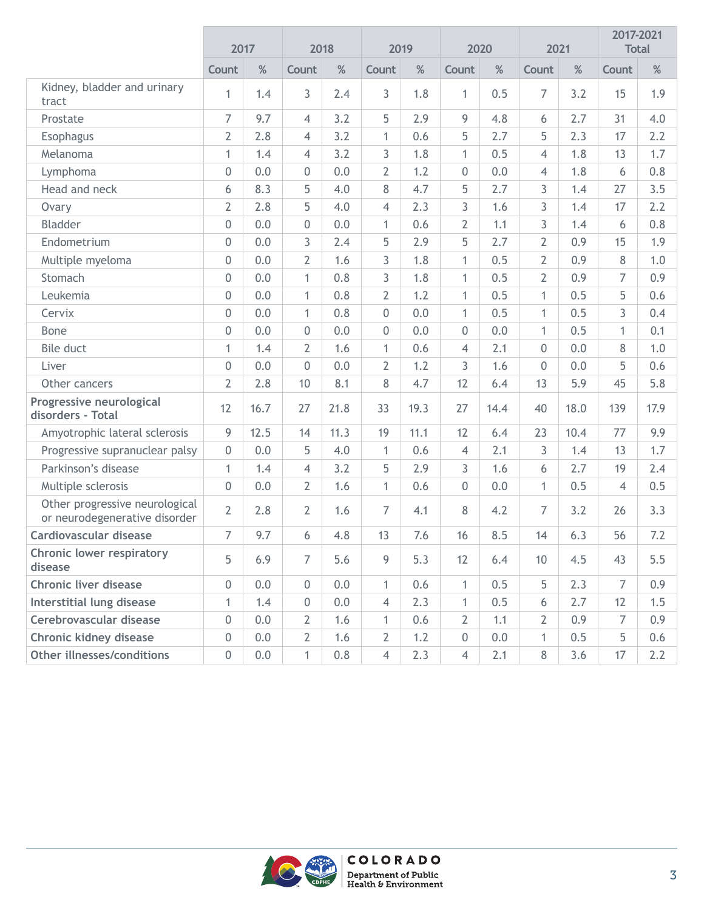| | 2017 | | 2018 | | 2019 | | 2020 | | 2021 | | 2017-2021 Total | |
|---|---|---|---|---|---|---|---|---|---|---|---|---|
| | Count | % | Count | % | Count | % | Count | % | Count | % | Count | % |
| Kidney, bladder and urinary tract | 1 | 1.4 | 3 | 2.4 | 3 | 1.8 | 1 | 0.5 | 7 | 3.2 | 15 | 1.9 |
| Prostate | 7 | 9.7 | 4 | 3.2 | 5 | 2.9 | 9 | 4.8 | 6 | 2.7 | 31 | 4.0 |
| Esophagus | 2 | 2.8 | 4 | 3.2 | 1 | 0.6 | 5 | 2.7 | 5 | 2.3 | 17 | 2.2 |
| Melanoma | 1 | 1.4 | 4 | 3.2 | 3 | 1.8 | 1 | 0.5 | 4 | 1.8 | 13 | 1.7 |
| Lymphoma | 0 | 0.0 | 0 | 0.0 | 2 | 1.2 | 0 | 0.0 | 4 | 1.8 | 6 | 0.8 |
| Head and neck | 6 | 8.3 | 5 | 4.0 | 8 | 4.7 | 5 | 2.7 | 3 | 1.4 | 27 | 3.5 |
| Ovary | 2 | 2.8 | 5 | 4.0 | 4 | 2.3 | 3 | 1.6 | 3 | 1.4 | 17 | 2.2 |
| Bladder | 0 | 0.0 | 0 | 0.0 | 1 | 0.6 | 2 | 1.1 | 3 | 1.4 | 6 | 0.8 |
| Endometrium | 0 | 0.0 | 3 | 2.4 | 5 | 2.9 | 5 | 2.7 | 2 | 0.9 | 15 | 1.9 |
| Multiple myeloma | 0 | 0.0 | 2 | 1.6 | 3 | 1.8 | 1 | 0.5 | 2 | 0.9 | 8 | 1.0 |
| Stomach | 0 | 0.0 | 1 | 0.8 | 3 | 1.8 | 1 | 0.5 | 2 | 0.9 | 7 | 0.9 |
| Leukemia | 0 | 0.0 | 1 | 0.8 | 2 | 1.2 | 1 | 0.5 | 1 | 0.5 | 5 | 0.6 |
| Cervix | 0 | 0.0 | 1 | 0.8 | 0 | 0.0 | 1 | 0.5 | 1 | 0.5 | 3 | 0.4 |
| Bone | 0 | 0.0 | 0 | 0.0 | 0 | 0.0 | 0 | 0.0 | 1 | 0.5 | 1 | 0.1 |
| Bile duct | 1 | 1.4 | 2 | 1.6 | 1 | 0.6 | 4 | 2.1 | 0 | 0.0 | 8 | 1.0 |
| Liver | 0 | 0.0 | 0 | 0.0 | 2 | 1.2 | 3 | 1.6 | 0 | 0.0 | 5 | 0.6 |
| Other cancers | 2 | 2.8 | 10 | 8.1 | 8 | 4.7 | 12 | 6.4 | 13 | 5.9 | 45 | 5.8 |
| **Progressive neurological disorders - Total** | 12 | 16.7 | 27 | 21.8 | 33 | 19.3 | 27 | 14.4 | 40 | 18.0 | 139 | 17.9 |
| Amyotrophic lateral sclerosis | 9 | 12.5 | 14 | 11.3 | 19 | 11.1 | 12 | 6.4 | 23 | 10.4 | 77 | 9.9 |
| Progressive supranuclear palsy | 0 | 0.0 | 5 | 4.0 | 1 | 0.6 | 4 | 2.1 | 3 | 1.4 | 13 | 1.7 |
| Parkinson's disease | 1 | 1.4 | 4 | 3.2 | 5 | 2.9 | 3 | 1.6 | 6 | 2.7 | 19 | 2.4 |
| Multiple sclerosis | 0 | 0.0 | 2 | 1.6 | 1 | 0.6 | 0 | 0.0 | 1 | 0.5 | 4 | 0.5 |
| Other progressive neurological or neurodegenerative disorder | 2 | 2.8 | 2 | 1.6 | 7 | 4.1 | 8 | 4.2 | 7 | 3.2 | 26 | 3.3 |
| **Cardiovascular disease** | 7 | 9.7 | 6 | 4.8 | 13 | 7.6 | 16 | 8.5 | 14 | 6.3 | 56 | 7.2 |
| **Chronic lower respiratory disease** | 5 | 6.9 | 7 | 5.6 | 9 | 5.3 | 12 | 6.4 | 10 | 4.5 | 43 | 5.5 |
| **Chronic liver disease** | 0 | 0.0 | 0 | 0.0 | 1 | 0.6 | 1 | 0.5 | 5 | 2.3 | 7 | 0.9 |
| **Interstitial lung disease** | 1 | 1.4 | 0 | 0.0 | 4 | 2.3 | 1 | 0.5 | 6 | 2.7 | 12 | 1.5 |
| **Cerebrovascular disease** | 0 | 0.0 | 2 | 1.6 | 1 | 0.6 | 2 | 1.1 | 2 | 0.9 | 7 | 0.9 |
| **Chronic kidney disease** | 0 | 0.0 | 2 | 1.6 | 2 | 1.2 | 0 | 0.0 | 1 | 0.5 | 5 | 0.6 |
| **Other illnesses/conditions** | 0 | 0.0 | 1 | 0.8 | 4 | 2.3 | 4 | 2.1 | 8 | 3.6 | 17 | 2.2 |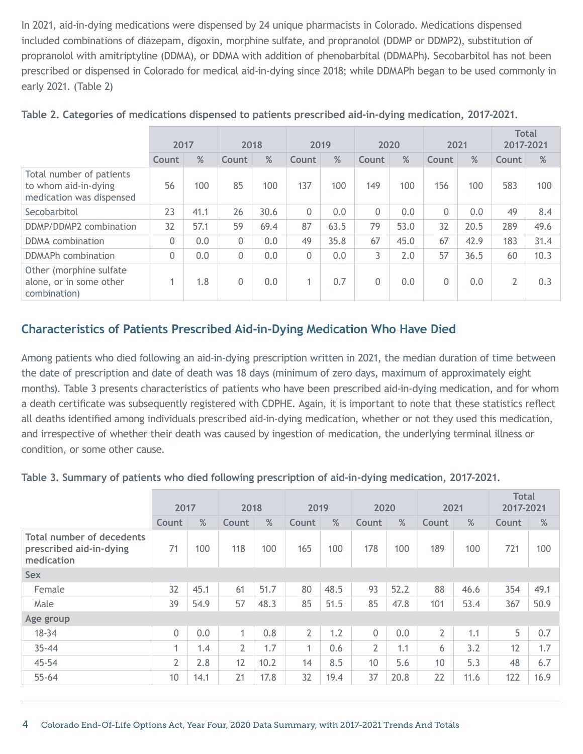In 2021, aid-in-dying medications were dispensed by 24 unique pharmacists in Colorado. Medications dispensed included combinations of diazepam, digoxin, morphine sulfate, and propranolol (DDMP or DDMP2), substitution of propranolol with amitriptyline (DDMA), or DDMA with addition of phenobarbital (DDMAPh). Secobarbitol has not been prescribed or dispensed in Colorado for medical aid-in-dying since 2018; while DDMAPh began to be used commonly in early 2021. (Table 2)

**Table 2. Categories of medications dispensed to patients prescribed aid-in-dying medication, 2017-2021.**

| | 2017 | | 2018 | | 2019 | | 2020 | | 2021 | | Total 2017-2021 | |
|---|---|---|---|---|---|---|---|---|---|---|---|---|
| | Count | % | Count | % | Count | % | Count | % | Count | % | Count | % |
| Total number of patients to whom aid-in-dying medication was dispensed | 56 | 100 | 85 | 100 | 137 | 100 | 149 | 100 | 156 | 100 | 583 | 100 |
| Secobarbitol | 23 | 41.1 | 26 | 30.6 | 0 | 0.0 | 0 | 0.0 | 0 | 0.0 | 49 | 8.4 |
| DDMP/DDMP2 combination | 32 | 57.1 | 59 | 69.4 | 87 | 63.5 | 79 | 53.0 | 32 | 20.5 | 289 | 49.6 |
| DDMA combination | 0 | 0.0 | 0 | 0.0 | 49 | 35.8 | 67 | 45.0 | 67 | 42.9 | 183 | 31.4 |
| DDMAPh combination | 0 | 0.0 | 0 | 0.0 | 0 | 0.0 | 3 | 2.0 | 57 | 36.5 | 60 | 10.3 |
| Other (morphine sulfate alone, or in some other combination) | 1 | 1.8 | 0 | 0.0 | 1 | 0.7 | 0 | 0.0 | 0 | 0.0 | 2 | 0.3 |

## Characteristics of Patients Prescribed Aid-in-Dying Medication Who Have Died

Among patients who died following an aid-in-dying prescription written in 2021, the median duration of time between the date of prescription and date of death was 18 days (minimum of zero days, maximum of approximately eight months). Table 3 presents characteristics of patients who have been prescribed aid-in-dying medication, and for whom a death certificate was subsequently registered with CDPHE. Again, it is important to note that these statistics reflect all deaths identified among individuals prescribed aid-in-dying medication, whether or not they used this medication, and irrespective of whether their death was caused by ingestion of medication, the underlying terminal illness or condition, or some other cause.

**Table 3. Summary of patients who died following prescription of aid-in-dying medication, 2017-2021.**

| | 2017 | | 2018 | | 2019 | | 2020 | | 2021 | | Total 2017-2021 | |
|---|---|---|---|---|---|---|---|---|---|---|---|---|
| | Count | % | Count | % | Count | % | Count | % | Count | % | Count | % |
| **Total number of decedents prescribed aid-in-dying medication** | 71 | 100 | 118 | 100 | 165 | 100 | 178 | 100 | 189 | 100 | 721 | 100 |
| **Sex** | | | | | | | | | | | | |
| Female | 32 | 45.1 | 61 | 51.7 | 80 | 48.5 | 93 | 52.2 | 88 | 46.6 | 354 | 49.1 |
| Male | 39 | 54.9 | 57 | 48.3 | 85 | 51.5 | 85 | 47.8 | 101 | 53.4 | 367 | 50.9 |
| **Age group** | | | | | | | | | | | | |
| 18-34 | 0 | 0.0 | 1 | 0.8 | 2 | 1.2 | 0 | 0.0 | 2 | 1.1 | 5 | 0.7 |
| 35-44 | 1 | 1.4 | 2 | 1.7 | 1 | 0.6 | 2 | 1.1 | 6 | 3.2 | 12 | 1.7 |
| 45-54 | 2 | 2.8 | 12 | 10.2 | 14 | 8.5 | 10 | 5.6 | 10 | 5.3 | 48 | 6.7 |
| 55-64 | 10 | 14.1 | 21 | 17.8 | 32 | 19.4 | 37 | 20.8 | 22 | 11.6 | 122 | 16.9 |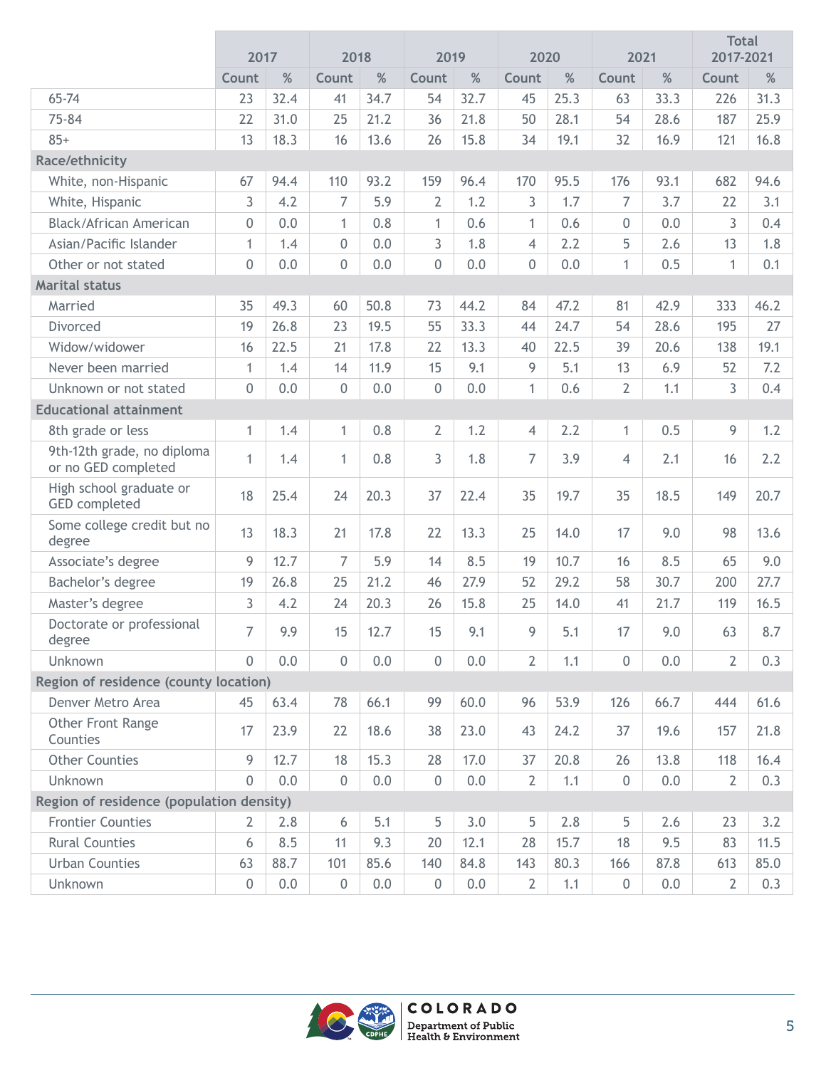| | 2017 | | 2018 | | 2019 | | 2020 | | 2021 | | Total 2017-2021 | |
|---|---|---|---|---|---|---|---|---|---|---|---|---|
| | Count | % | Count | % | Count | % | Count | % | Count | % | Count | % |
| 65-74 | 23 | 32.4 | 41 | 34.7 | 54 | 32.7 | 45 | 25.3 | 63 | 33.3 | 226 | 31.3 |
| 75-84 | 22 | 31.0 | 25 | 21.2 | 36 | 21.8 | 50 | 28.1 | 54 | 28.6 | 187 | 25.9 |
| 85+ | 13 | 18.3 | 16 | 13.6 | 26 | 15.8 | 34 | 19.1 | 32 | 16.9 | 121 | 16.8 |
| **Race/ethnicity** | | | | | | | | | | | | |
| White, non-Hispanic | 67 | 94.4 | 110 | 93.2 | 159 | 96.4 | 170 | 95.5 | 176 | 93.1 | 682 | 94.6 |
| White, Hispanic | 3 | 4.2 | 7 | 5.9 | 2 | 1.2 | 3 | 1.7 | 7 | 3.7 | 22 | 3.1 |
| Black/African American | 0 | 0.0 | 1 | 0.8 | 1 | 0.6 | 1 | 0.6 | 0 | 0.0 | 3 | 0.4 |
| Asian/Pacific Islander | 1 | 1.4 | 0 | 0.0 | 3 | 1.8 | 4 | 2.2 | 5 | 2.6 | 13 | 1.8 |
| Other or not stated | 0 | 0.0 | 0 | 0.0 | 0 | 0.0 | 0 | 0.0 | 1 | 0.5 | 1 | 0.1 |
| **Marital status** | | | | | | | | | | | | |
| Married | 35 | 49.3 | 60 | 50.8 | 73 | 44.2 | 84 | 47.2 | 81 | 42.9 | 333 | 46.2 |
| Divorced | 19 | 26.8 | 23 | 19.5 | 55 | 33.3 | 44 | 24.7 | 54 | 28.6 | 195 | 27 |
| Widow/widower | 16 | 22.5 | 21 | 17.8 | 22 | 13.3 | 40 | 22.5 | 39 | 20.6 | 138 | 19.1 |
| Never been married | 1 | 1.4 | 14 | 11.9 | 15 | 9.1 | 9 | 5.1 | 13 | 6.9 | 52 | 7.2 |
| Unknown or not stated | 0 | 0.0 | 0 | 0.0 | 0 | 0.0 | 1 | 0.6 | 2 | 1.1 | 3 | 0.4 |
| **Educational attainment** | | | | | | | | | | | | |
| 8th grade or less | 1 | 1.4 | 1 | 0.8 | 2 | 1.2 | 4 | 2.2 | 1 | 0.5 | 9 | 1.2 |
| 9th-12th grade, no diploma or no GED completed | 1 | 1.4 | 1 | 0.8 | 3 | 1.8 | 7 | 3.9 | 4 | 2.1 | 16 | 2.2 |
| High school graduate or GED completed | 18 | 25.4 | 24 | 20.3 | 37 | 22.4 | 35 | 19.7 | 35 | 18.5 | 149 | 20.7 |
| Some college credit but no degree | 13 | 18.3 | 21 | 17.8 | 22 | 13.3 | 25 | 14.0 | 17 | 9.0 | 98 | 13.6 |
| Associate's degree | 9 | 12.7 | 7 | 5.9 | 14 | 8.5 | 19 | 10.7 | 16 | 8.5 | 65 | 9.0 |
| Bachelor's degree | 19 | 26.8 | 25 | 21.2 | 46 | 27.9 | 52 | 29.2 | 58 | 30.7 | 200 | 27.7 |
| Master's degree | 3 | 4.2 | 24 | 20.3 | 26 | 15.8 | 25 | 14.0 | 41 | 21.7 | 119 | 16.5 |
| Doctorate or professional degree | 7 | 9.9 | 15 | 12.7 | 15 | 9.1 | 9 | 5.1 | 17 | 9.0 | 63 | 8.7 |
| Unknown | 0 | 0.0 | 0 | 0.0 | 0 | 0.0 | 2 | 1.1 | 0 | 0.0 | 2 | 0.3 |
| **Region of residence (county location)** | | | | | | | | | | | | |
| Denver Metro Area | 45 | 63.4 | 78 | 66.1 | 99 | 60.0 | 96 | 53.9 | 126 | 66.7 | 444 | 61.6 |
| Other Front Range Counties | 17 | 23.9 | 22 | 18.6 | 38 | 23.0 | 43 | 24.2 | 37 | 19.6 | 157 | 21.8 |
| Other Counties | 9 | 12.7 | 18 | 15.3 | 28 | 17.0 | 37 | 20.8 | 26 | 13.8 | 118 | 16.4 |
| Unknown | 0 | 0.0 | 0 | 0.0 | 0 | 0.0 | 2 | 1.1 | 0 | 0.0 | 2 | 0.3 |
| **Region of residence (population density)** | | | | | | | | | | | | |
| Frontier Counties | 2 | 2.8 | 6 | 5.1 | 5 | 3.0 | 5 | 2.8 | 5 | 2.6 | 23 | 3.2 |
| Rural Counties | 6 | 8.5 | 11 | 9.3 | 20 | 12.1 | 28 | 15.7 | 18 | 9.5 | 83 | 11.5 |
| Urban Counties | 63 | 88.7 | 101 | 85.6 | 140 | 84.8 | 143 | 80.3 | 166 | 87.8 | 613 | 85.0 |
| Unknown | 0 | 0.0 | 0 | 0.0 | 0 | 0.0 | 2 | 1.1 | 0 | 0.0 | 2 | 0.3 |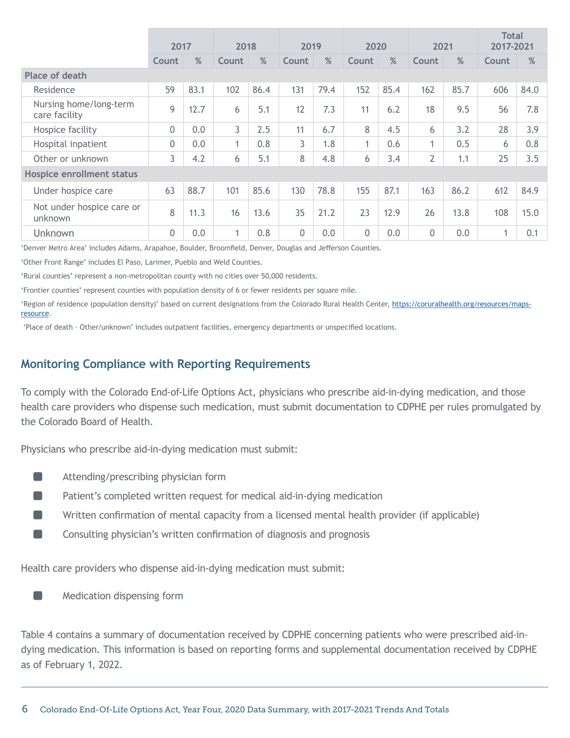| | 2017 | | 2018 | | 2019 | | 2020 | | 2021 | | Total 2017-2021 | |
|---|---|---|---|---|---|---|---|---|---|---|---|---|
| | Count | % | Count | % | Count | % | Count | % | Count | % | Count | % |
| **Place of death** | | | | | | | | | | | | |
| Residence | 59 | 83.1 | 102 | 86.4 | 131 | 79.4 | 152 | 85.4 | 162 | 85.7 | 606 | 84.0 |
| Nursing home/long-term care facility | 9 | 12.7 | 6 | 5.1 | 12 | 7.3 | 11 | 6.2 | 18 | 9.5 | 56 | 7.8 |
| Hospice facility | 0 | 0.0 | 3 | 2.5 | 11 | 6.7 | 8 | 4.5 | 6 | 3.2 | 28 | 3.9 |
| Hospital inpatient | 0 | 0.0 | 1 | 0.8 | 3 | 1.8 | 1 | 0.6 | 1 | 0.5 | 6 | 0.8 |
| Other or unknown | 3 | 4.2 | 6 | 5.1 | 8 | 4.8 | 6 | 3.4 | 2 | 1.1 | 25 | 3.5 |
| **Hospice enrollment status** | | | | | | | | | | | | |
| Under hospice care | 63 | 88.7 | 101 | 85.6 | 130 | 78.8 | 155 | 87.1 | 163 | 86.2 | 612 | 84.9 |
| Not under hospice care or unknown | 8 | 11.3 | 16 | 13.6 | 35 | 21.2 | 23 | 12.9 | 26 | 13.8 | 108 | 15.0 |
| Unknown | 0 | 0.0 | 1 | 0.8 | 0 | 0.0 | 0 | 0.0 | 0 | 0.0 | 1 | 0.1 |

'Denver Metro Area' includes Adams, Arapahoe, Boulder, Broomfield, Denver, Douglas and Jefferson Counties.

'Other Front Range' includes El Paso, Larimer, Pueblo and Weld Counties.

'Rural counties' represent a non-metropolitan county with no cities over 50,000 residents.

'Frontier counties' represent counties with population density of 6 or fewer residents per square mile.

'Region of residence (population density)' based on current designations from the Colorado Rural Health Center, https://coruralhealth.org/resources/maps-resource.

'Place of death – Other/unknown' includes outpatient facilities, emergency departments or unspecified locations.

## Monitoring Compliance with Reporting Requirements

To comply with the Colorado End-of-Life Options Act, physicians who prescribe aid-in-dying medication, and those health care providers who dispense such medication, must submit documentation to CDPHE per rules promulgated by the Colorado Board of Health.

Physicians who prescribe aid-in-dying medication must submit:

- Attending/prescribing physician form
- Patient's completed written request for medical aid-in-dying medication
- Written confirmation of mental capacity from a licensed mental health provider (if applicable)
- Consulting physician's written confirmation of diagnosis and prognosis

Health care providers who dispense aid-in-dying medication must submit:

- Medication dispensing form

Table 4 contains a summary of documentation received by CDPHE concerning patients who were prescribed aid-in-dying medication. This information is based on reporting forms and supplemental documentation received by CDPHE as of February 1, 2022.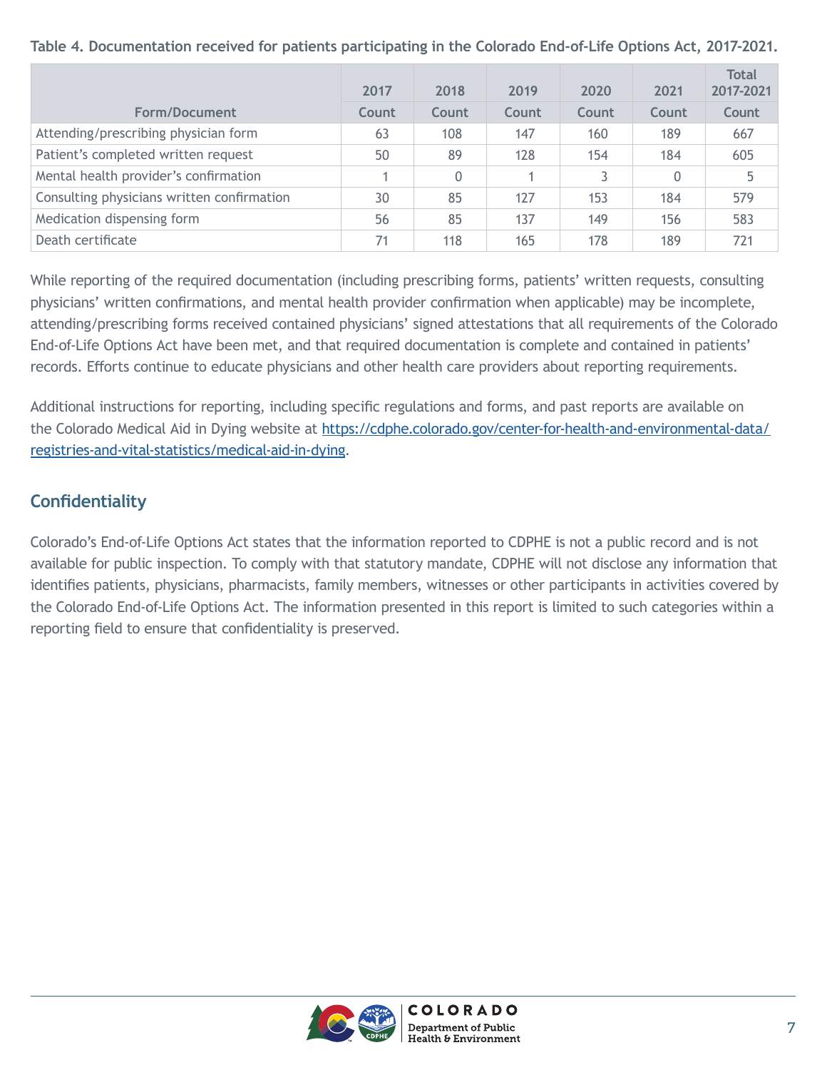**Table 4. Documentation received for patients participating in the Colorado End-of-Life Options Act, 2017-2021.**

| Form/Document | 2017 Count | 2018 Count | 2019 Count | 2020 Count | 2021 Count | Total 2017-2021 Count |
|---|---|---|---|---|---|---|
| Attending/prescribing physician form | 63 | 108 | 147 | 160 | 189 | 667 |
| Patient's completed written request | 50 | 89 | 128 | 154 | 184 | 605 |
| Mental health provider's confirmation | 1 | 0 | 1 | 3 | 0 | 5 |
| Consulting physicians written confirmation | 30 | 85 | 127 | 153 | 184 | 579 |
| Medication dispensing form | 56 | 85 | 137 | 149 | 156 | 583 |
| Death certificate | 71 | 118 | 165 | 178 | 189 | 721 |

While reporting of the required documentation (including prescribing forms, patients' written requests, consulting physicians' written confirmations, and mental health provider confirmation when applicable) may be incomplete, attending/prescribing forms received contained physicians' signed attestations that all requirements of the Colorado End-of-Life Options Act have been met, and that required documentation is complete and contained in patients' records. Efforts continue to educate physicians and other health care providers about reporting requirements.

Additional instructions for reporting, including specific regulations and forms, and past reports are available on the Colorado Medical Aid in Dying website at https://cdphe.colorado.gov/center-for-health-and-environmental-data/registries-and-vital-statistics/medical-aid-in-dying.

## Confidentiality

Colorado's End-of-Life Options Act states that the information reported to CDPHE is not a public record and is not available for public inspection. To comply with that statutory mandate, CDPHE will not disclose any information that identifies patients, physicians, pharmacists, family members, witnesses or other participants in activities covered by the Colorado End-of-Life Options Act. The information presented in this report is limited to such categories within a reporting field to ensure that confidentiality is preserved.